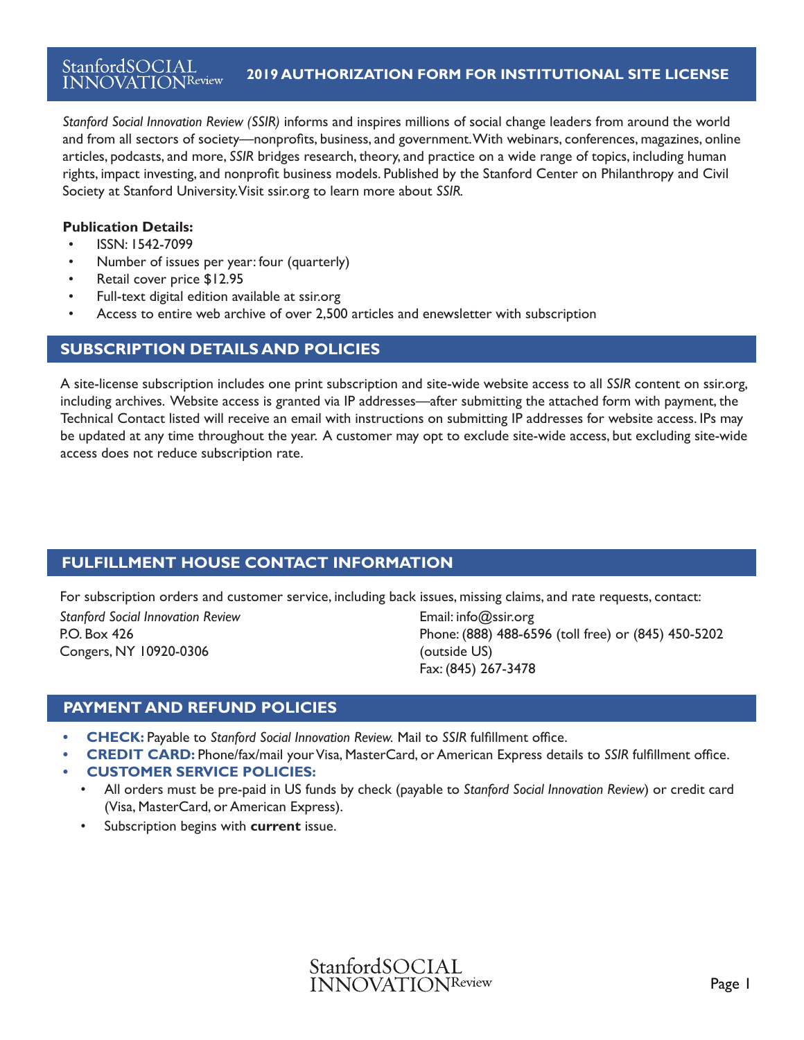Stanford SOCIAL INNOVATION Review

# 2019 AUTHORIZATION FORM FOR INSTITUTIONAL SITE LICENSE

*Stanford Social Innovation Review (SSIR)* informs and inspires millions of social change leaders from around the world and from all sectors of society—nonprofits, business, and government. With webinars, conferences, magazines, online articles, podcasts, and more, *SSIR* bridges research, theory, and practice on a wide range of topics, including human rights, impact investing, and nonprofit business models. Published by the Stanford Center on Philanthropy and Civil Society at Stanford University. Visit ssir.org to learn more about *SSIR*.

**Publication Details:**

- ISSN: 1542-7099
- Number of issues per year: four (quarterly)
- Retail cover price $12.95
- Full-text digital edition available at ssir.org
- Access to entire web archive of over 2,500 articles and enewsletter with subscription

## SUBSCRIPTION DETAILS AND POLICIES

A site-license subscription includes one print subscription and site-wide website access to all *SSIR* content on ssir.org, including archives. Website access is granted via IP addresses—after submitting the attached form with payment, the Technical Contact listed will receive an email with instructions on submitting IP addresses for website access. IPs may be updated at any time throughout the year. A customer may opt to exclude site-wide access, but excluding site-wide access does not reduce subscription rate.

## FULFILLMENT HOUSE CONTACT INFORMATION

For subscription orders and customer service, including back issues, missing claims, and rate requests, contact:

*Stanford Social Innovation Review*
P.O. Box 426
Congers, NY 10920-0306

Email: info@ssir.org
Phone: (888) 488-6596 (toll free) or (845) 450-5202 (outside US)
Fax: (845) 267-3478

## PAYMENT AND REFUND POLICIES

- **CHECK:** Payable to *Stanford Social Innovation Review.* Mail to *SSIR* fulfillment office.
- **CREDIT CARD:** Phone/fax/mail your Visa, MasterCard, or American Express details to *SSIR* fulfillment office.
- **CUSTOMER SERVICE POLICIES:**
  - All orders must be pre-paid in US funds by check (payable to *Stanford Social Innovation Review*) or credit card (Visa, MasterCard, or American Express).
  - Subscription begins with **current** issue.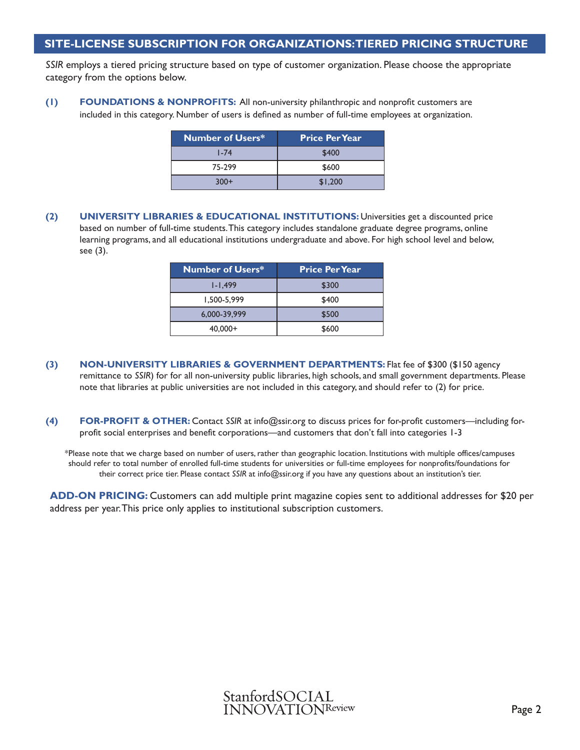## SITE-LICENSE SUBSCRIPTION FOR ORGANIZATIONS: TIERED PRICING STRUCTURE

*SSIR* employs a tiered pricing structure based on type of customer organization. Please choose the appropriate category from the options below.

**(1) FOUNDATIONS & NONPROFITS:** All non-university philanthropic and nonprofit customers are included in this category. Number of users is defined as number of full-time employees at organization.

| Number of Users* | Price Per Year |
|---|---|
| 1-74 | $400 |
| 75-299 | $600 |
| 300+ | $1,200 |

**(2) UNIVERSITY LIBRARIES & EDUCATIONAL INSTITUTIONS:** Universities get a discounted price based on number of full-time students. This category includes standalone graduate degree programs, online learning programs, and all educational institutions undergraduate and above. For high school level and below, see (3).

| Number of Users* | Price Per Year |
|---|---|
| 1-1,499 | $300 |
| 1,500-5,999 | $400 |
| 6,000-39,999 | $500 |
| 40,000+ | $600 |

**(3) NON-UNIVERSITY LIBRARIES & GOVERNMENT DEPARTMENTS:** Flat fee of $300 ($150 agency remittance to *SSIR*) for for all non-university public libraries, high schools, and small government departments. Please note that libraries at public universities are not included in this category, and should refer to (2) for price.

**(4) FOR-PROFIT & OTHER:** Contact *SSIR* at info@ssir.org to discuss prices for for-profit customers—including for-profit social enterprises and benefit corporations—and customers that don't fall into categories 1-3

*Please note that we charge based on number of users, rather than geographic location. Institutions with multiple offices/campuses should refer to total number of enrolled full-time students for universities or full-time employees for nonprofits/foundations for their correct price tier. Please contact *SSIR* at info@ssir.org if you have any questions about an institution's tier.

**ADD-ON PRICING:** Customers can add multiple print magazine copies sent to additional addresses for $20 per address per year. This price only applies to institutional subscription customers.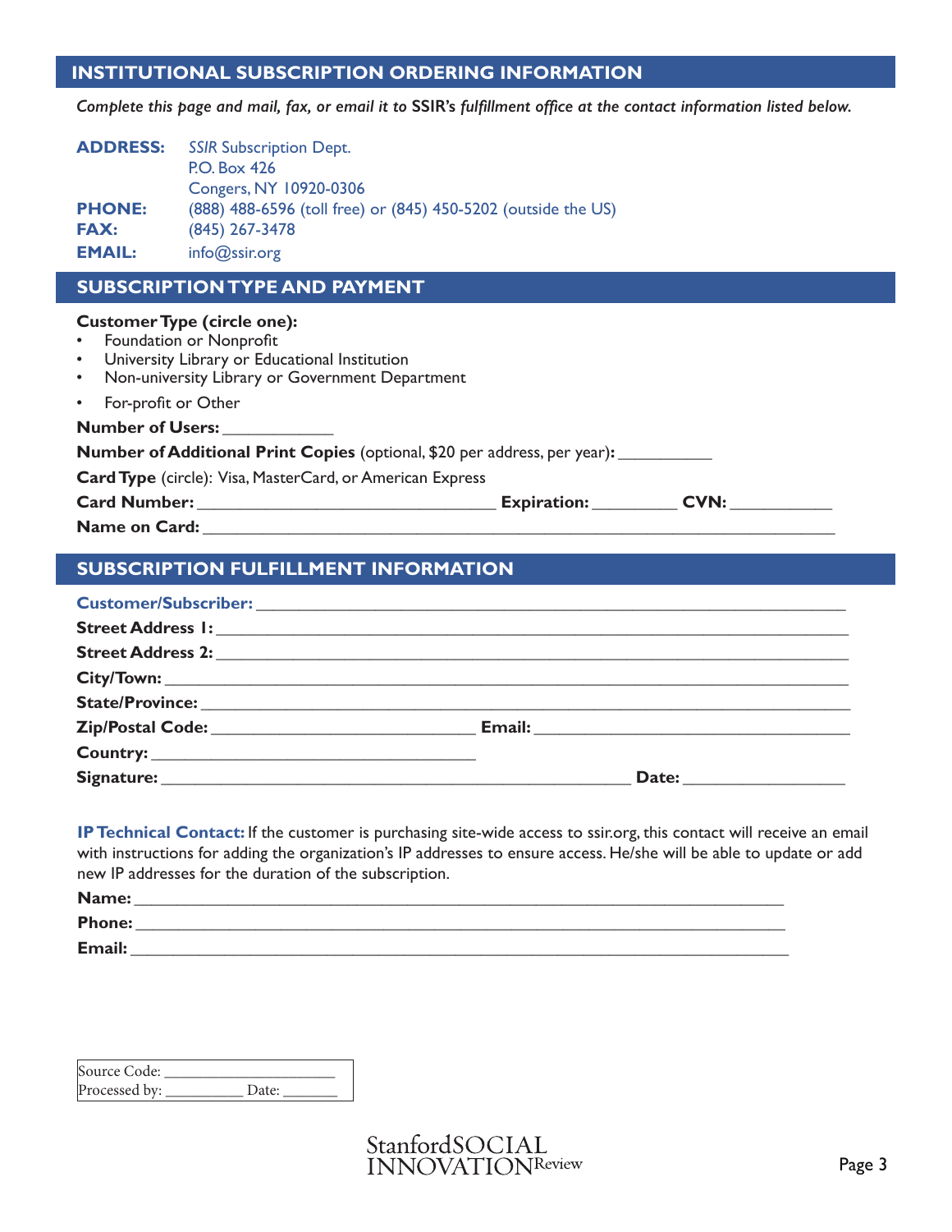## INSTITUTIONAL SUBSCRIPTION ORDERING INFORMATION

*Complete this page and mail, fax, or email it to* SSIR's *fulfillment office at the contact information listed below.*

**ADDRESS:** *SSIR* Subscription Dept.
P.O. Box 426
Congers, NY 10920-0306

**PHONE:** (888) 488-6596 (toll free) or (845) 450-5202 (outside the US)

**FAX:** (845) 267-3478

**EMAIL:** info@ssir.org

## SUBSCRIPTION TYPE AND PAYMENT

**Customer Type (circle one):**

- Foundation or Nonprofit
- University Library or Educational Institution
- Non-university Library or Government Department
- For-profit or Other

**Number of Users:** ____________

**Number of Additional Print Copies** (optional, $20 per address, per year)**:** ___________

**Card Type** (circle): Visa, MasterCard, or American Express

**Card Number:** ________________________________ **Expiration:** _________ **CVN:** ___________

**Name on Card:** ____________________________________________________________________

## SUBSCRIPTION FULFILLMENT INFORMATION

**Customer/Subscriber:** ____________________________________________________________

**Street Address 1:** ______________________________________________________________

**Street Address 2:** ______________________________________________________________

**City/Town:** ____________________________________________________________________

**State/Province:** ________________________________________________________________

**Zip/Postal Code:** ____________________________ **Email:** __________________________________

**Country:** ___________________________________

**Signature:** ___________________________________________________ **Date:** _________________

**IP Technical Contact:** If the customer is purchasing site-wide access to ssir.org, this contact will receive an email with instructions for adding the organization's IP addresses to ensure access. He/she will be able to update or add new IP addresses for the duration of the subscription.

**Name:** _______________________________________________________________________

**Phone:** _______________________________________________________________________

**Email:** _______________________________________________________________________

Source Code: _____________________
Processed by: __________ Date: _______

Stanford SOCIAL INNOVATION Review